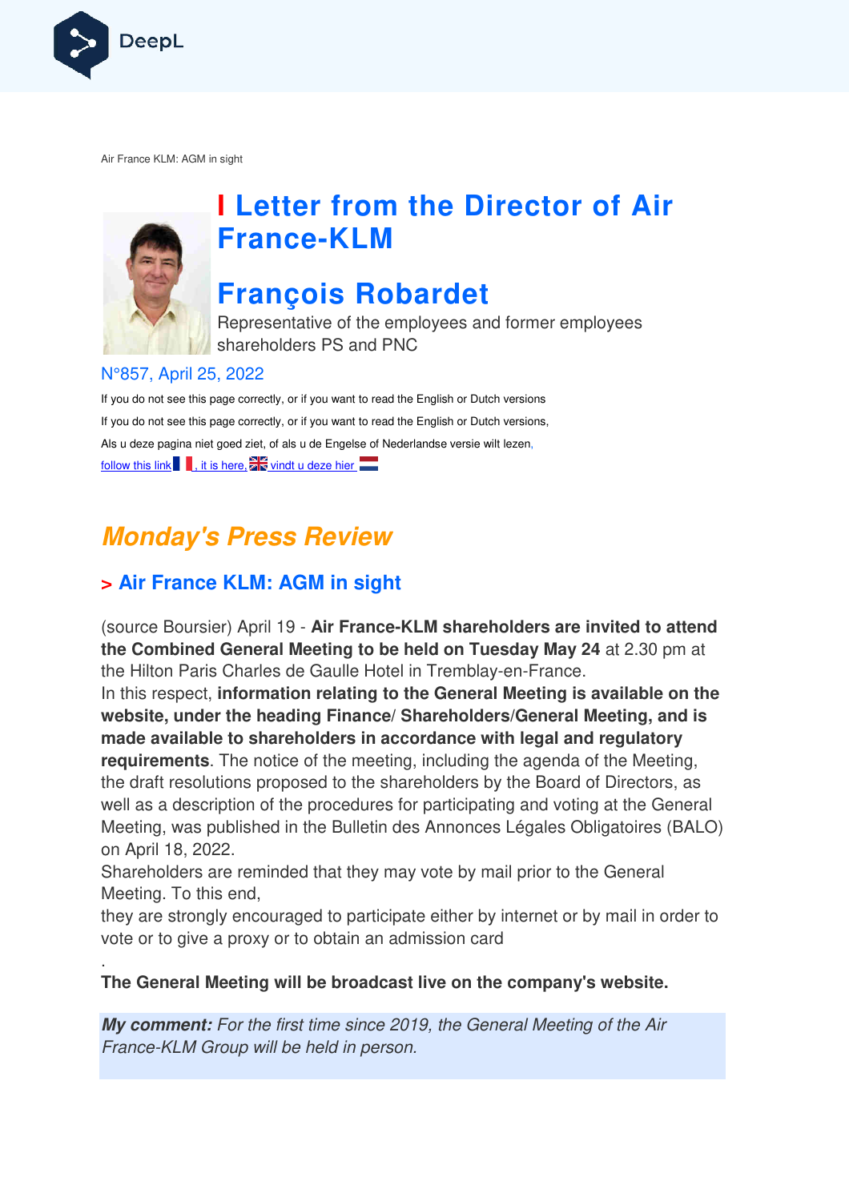Air France KLM: AGM in sight

# Letter from the Director of Air France-KLM

## François Robardet

Representative of the employees and former employees shareholders PS and PNC

N°857, April 25, 2022

If you do not see this page correctly, or if you want to read the English or Dutch versions

If you do not see this page correctly, or if you want to read the English or Dutch versions,

Als u deze pagina niet goed ziet, of als u de Engelse of Nederlandse versie wilt lezen,

follow this link , it is here, vindt u deze hier

## *Monday's Press Review*

### > Air France KLM: AGM in sight

(source Boursier) April 19 - **Air France-KLM shareholders are invited to attend the Combined General Meeting to be held on Tuesday May 24** at 2.30 pm at the Hilton Paris Charles de Gaulle Hotel in Tremblay-en-France.
In this respect, **information relating to the General Meeting is available on the website, under the heading Finance/ Shareholders/General Meeting, and is made available to shareholders in accordance with legal and regulatory requirements**. The notice of the meeting, including the agenda of the Meeting, the draft resolutions proposed to the shareholders by the Board of Directors, as well as a description of the procedures for participating and voting at the General Meeting, was published in the Bulletin des Annonces Légales Obligatoires (BALO) on April 18, 2022.
Shareholders are reminded that they may vote by mail prior to the General Meeting. To this end,
they are strongly encouraged to participate either by internet or by mail in order to vote or to give a proxy or to obtain an admission card
.
**The General Meeting will be broadcast live on the company's website.**

***My comment:*** *For the first time since 2019, the General Meeting of the Air France-KLM Group will be held in person.*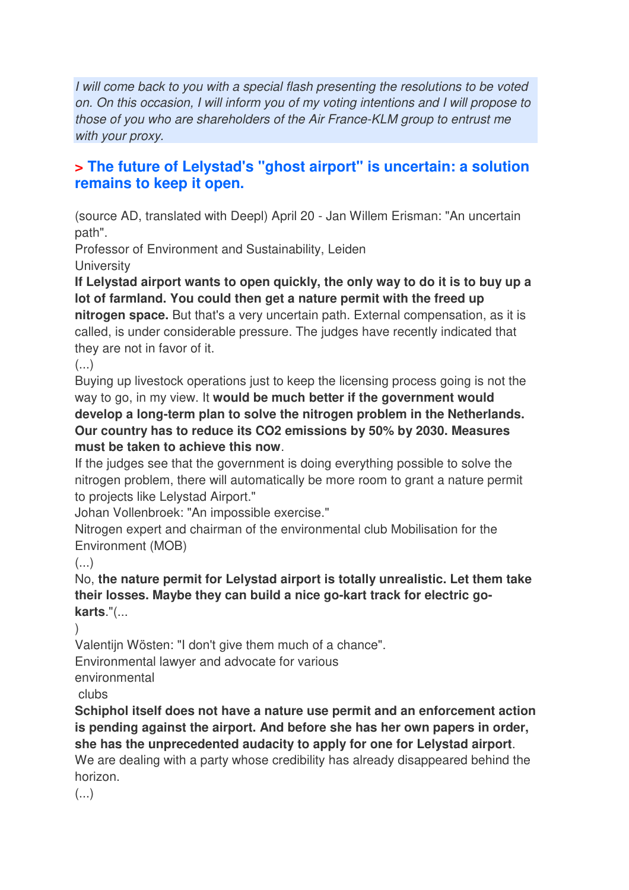*I will come back to you with a special flash presenting the resolutions to be voted on. On this occasion, I will inform you of my voting intentions and I will propose to those of you who are shareholders of the Air France-KLM group to entrust me with your proxy.*

## > The future of Lelystad's "ghost airport" is uncertain: a solution remains to keep it open.

(source AD, translated with Deepl) April 20 - Jan Willem Erisman: "An uncertain path".
Professor of Environment and Sustainability, Leiden University
**If Lelystad airport wants to open quickly, the only way to do it is to buy up a lot of farmland. You could then get a nature permit with the freed up nitrogen space.** But that's a very uncertain path. External compensation, as it is called, is under considerable pressure. The judges have recently indicated that they are not in favor of it.
(...)
Buying up livestock operations just to keep the licensing process going is not the way to go, in my view. It **would be much better if the government would develop a long-term plan to solve the nitrogen problem in the Netherlands. Our country has to reduce its CO2 emissions by 50% by 2030. Measures must be taken to achieve this now**.
If the judges see that the government is doing everything possible to solve the nitrogen problem, there will automatically be more room to grant a nature permit to projects like Lelystad Airport."
Johan Vollenbroek: "An impossible exercise."
Nitrogen expert and chairman of the environmental club Mobilisation for the Environment (MOB)
(...)
No, **the nature permit for Lelystad airport is totally unrealistic. Let them take their losses. Maybe they can build a nice go-kart track for electric go-karts**."(...)
Valentijn Wösten: "I don't give them much of a chance".
Environmental lawyer and advocate for various environmental clubs
**Schiphol itself does not have a nature use permit and an enforcement action is pending against the airport. And before she has her own papers in order, she has the unprecedented audacity to apply for one for Lelystad airport**.
We are dealing with a party whose credibility has already disappeared behind the horizon.
(...)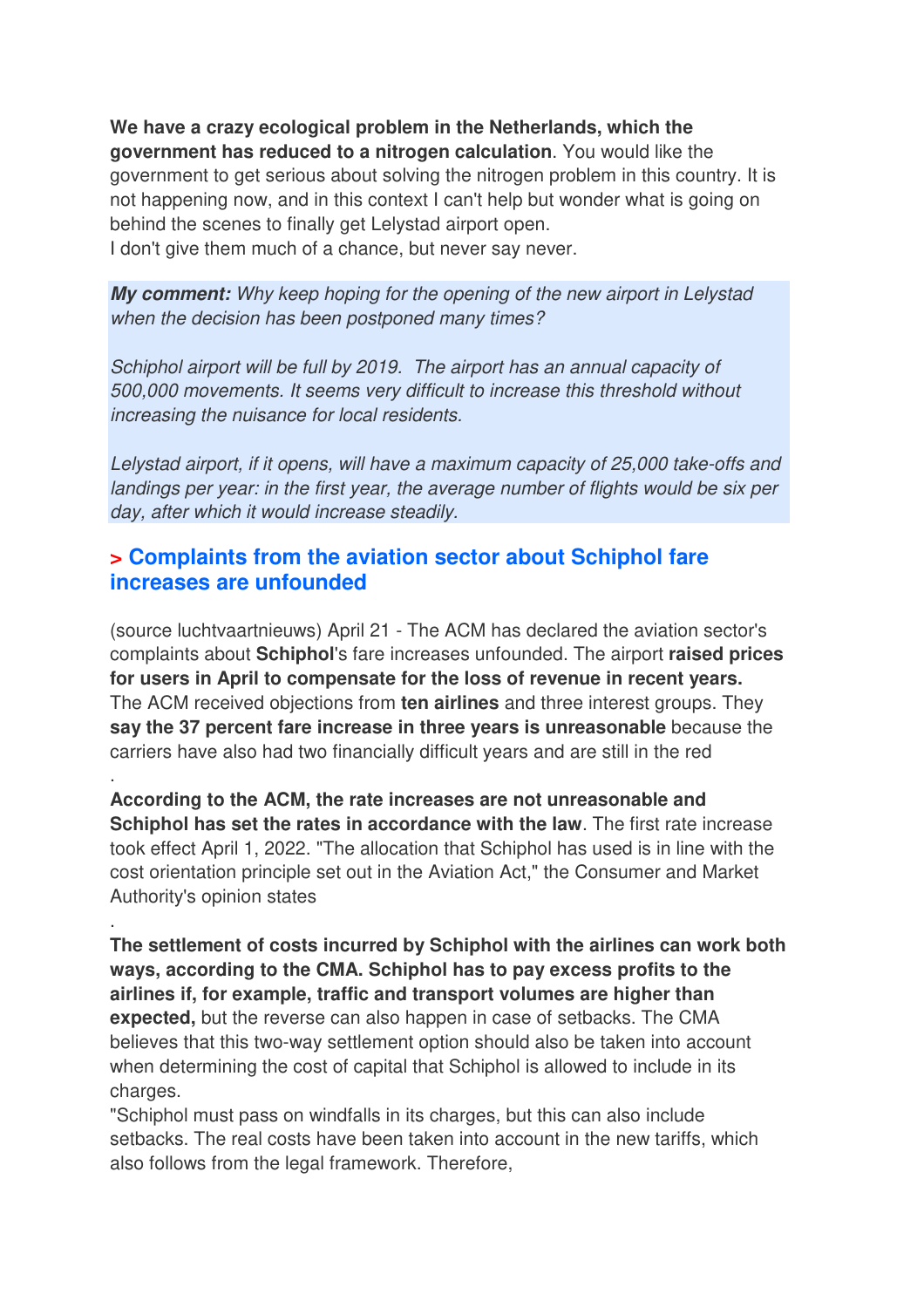**We have a crazy ecological problem in the Netherlands, which the government has reduced to a nitrogen calculation**. You would like the government to get serious about solving the nitrogen problem in this country. It is not happening now, and in this context I can't help but wonder what is going on behind the scenes to finally get Lelystad airport open.
I don't give them much of a chance, but never say never.

> ***My comment:*** *Why keep hoping for the opening of the new airport in Lelystad when the decision has been postponed many times?*
>
> *Schiphol airport will be full by 2019. The airport has an annual capacity of 500,000 movements. It seems very difficult to increase this threshold without increasing the nuisance for local residents.*
>
> *Lelystad airport, if it opens, will have a maximum capacity of 25,000 take-offs and landings per year: in the first year, the average number of flights would be six per day, after which it would increase steadily.*

## > Complaints from the aviation sector about Schiphol fare increases are unfounded

(source luchtvaartnieuws) April 21 - The ACM has declared the aviation sector's complaints about **Schiphol**'s fare increases unfounded. The airport **raised prices for users in April to compensate for the loss of revenue in recent years.** The ACM received objections from **ten airlines** and three interest groups. They **say the 37 percent fare increase in three years is unreasonable** because the carriers have also had two financially difficult years and are still in the red
.
**According to the ACM, the rate increases are not unreasonable and Schiphol has set the rates in accordance with the law**. The first rate increase took effect April 1, 2022. "The allocation that Schiphol has used is in line with the cost orientation principle set out in the Aviation Act," the Consumer and Market Authority's opinion states
.
**The settlement of costs incurred by Schiphol with the airlines can work both ways, according to the CMA. Schiphol has to pay excess profits to the airlines if, for example, traffic and transport volumes are higher than expected,** but the reverse can also happen in case of setbacks. The CMA believes that this two-way settlement option should also be taken into account when determining the cost of capital that Schiphol is allowed to include in its charges.
"Schiphol must pass on windfalls in its charges, but this can also include setbacks. The real costs have been taken into account in the new tariffs, which also follows from the legal framework. Therefore,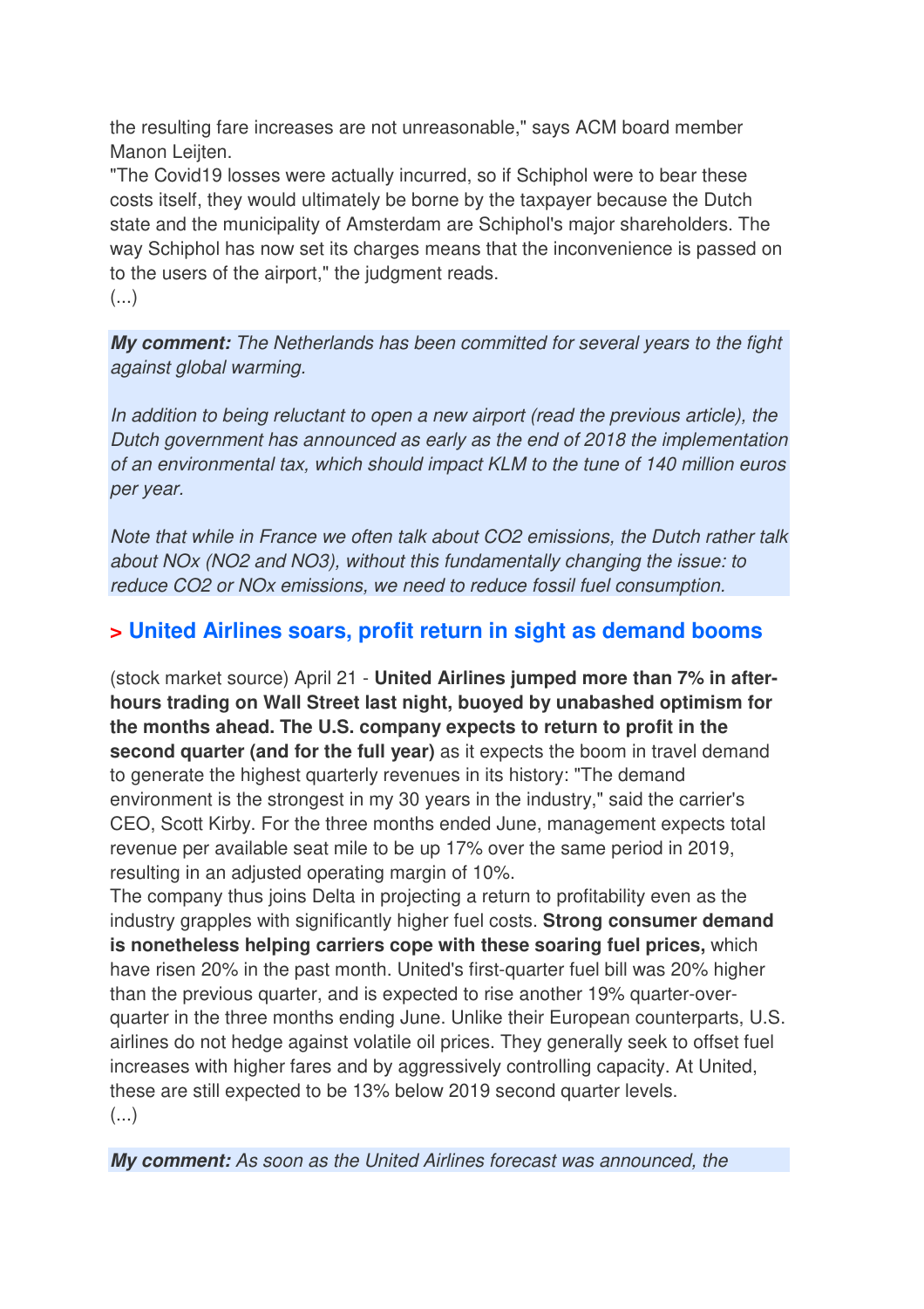the resulting fare increases are not unreasonable," says ACM board member Manon Leijten.
"The Covid19 losses were actually incurred, so if Schiphol were to bear these costs itself, they would ultimately be borne by the taxpayer because the Dutch state and the municipality of Amsterdam are Schiphol's major shareholders. The way Schiphol has now set its charges means that the inconvenience is passed on to the users of the airport," the judgment reads.
(...)

***My comment:*** *The Netherlands has been committed for several years to the fight against global warming.*

*In addition to being reluctant to open a new airport (read the previous article), the Dutch government has announced as early as the end of 2018 the implementation of an environmental tax, which should impact KLM to the tune of 140 million euros per year.*

*Note that while in France we often talk about $CO_2$ emissions, the Dutch rather talk about NOx ($NO_2$ and $NO_3$), without this fundamentally changing the issue: to reduce $CO_2$ or NOx emissions, we need to reduce fossil fuel consumption.*

## > United Airlines soars, profit return in sight as demand booms

(stock market source) April 21 - **United Airlines jumped more than 7% in after-hours trading on Wall Street last night, buoyed by unabashed optimism for the months ahead. The U.S. company expects to return to profit in the second quarter (and for the full year)** as it expects the boom in travel demand to generate the highest quarterly revenues in its history: "The demand environment is the strongest in my 30 years in the industry," said the carrier's CEO, Scott Kirby. For the three months ended June, management expects total revenue per available seat mile to be up 17% over the same period in 2019, resulting in an adjusted operating margin of 10%.
The company thus joins Delta in projecting a return to profitability even as the industry grapples with significantly higher fuel costs. **Strong consumer demand is nonetheless helping carriers cope with these soaring fuel prices,** which have risen 20% in the past month. United's first-quarter fuel bill was 20% higher than the previous quarter, and is expected to rise another 19% quarter-over-quarter in the three months ending June. Unlike their European counterparts, U.S. airlines do not hedge against volatile oil prices. They generally seek to offset fuel increases with higher fares and by aggressively controlling capacity. At United, these are still expected to be 13% below 2019 second quarter levels.
(...)

***My comment:*** *As soon as the United Airlines forecast was announced, the*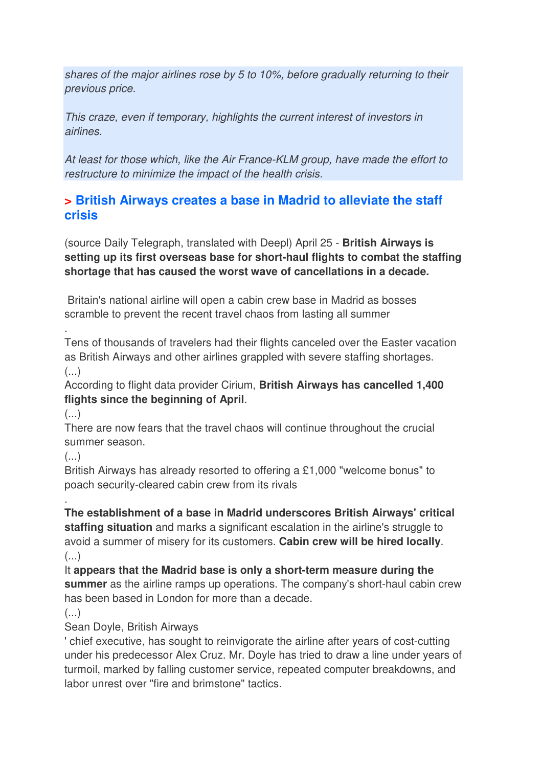*shares of the major airlines rose by 5 to 10%, before gradually returning to their previous price.*

*This craze, even if temporary, highlights the current interest of investors in airlines.*

*At least for those which, like the Air France-KLM group, have made the effort to restructure to minimize the impact of the health crisis.*

## > British Airways creates a base in Madrid to alleviate the staff crisis

(source Daily Telegraph, translated with Deepl) April 25 - **British Airways is setting up its first overseas base for short-haul flights to combat the staffing shortage that has caused the worst wave of cancellations in a decade.**

Britain's national airline will open a cabin crew base in Madrid as bosses scramble to prevent the recent travel chaos from lasting all summer

.

Tens of thousands of travelers had their flights canceled over the Easter vacation as British Airways and other airlines grappled with severe staffing shortages.

(...)

According to flight data provider Cirium, **British Airways has cancelled 1,400 flights since the beginning of April**.

(...)

There are now fears that the travel chaos will continue throughout the crucial summer season.

(...)

British Airways has already resorted to offering a £1,000 "welcome bonus" to poach security-cleared cabin crew from its rivals

.

**The establishment of a base in Madrid underscores British Airways' critical staffing situation** and marks a significant escalation in the airline's struggle to avoid a summer of misery for its customers. **Cabin crew will be hired locally**.

(...)

It **appears that the Madrid base is only a short-term measure during the summer** as the airline ramps up operations. The company's short-haul cabin crew has been based in London for more than a decade.

(...)

Sean Doyle, British Airways

' chief executive, has sought to reinvigorate the airline after years of cost-cutting under his predecessor Alex Cruz. Mr. Doyle has tried to draw a line under years of turmoil, marked by falling customer service, repeated computer breakdowns, and labor unrest over "fire and brimstone" tactics.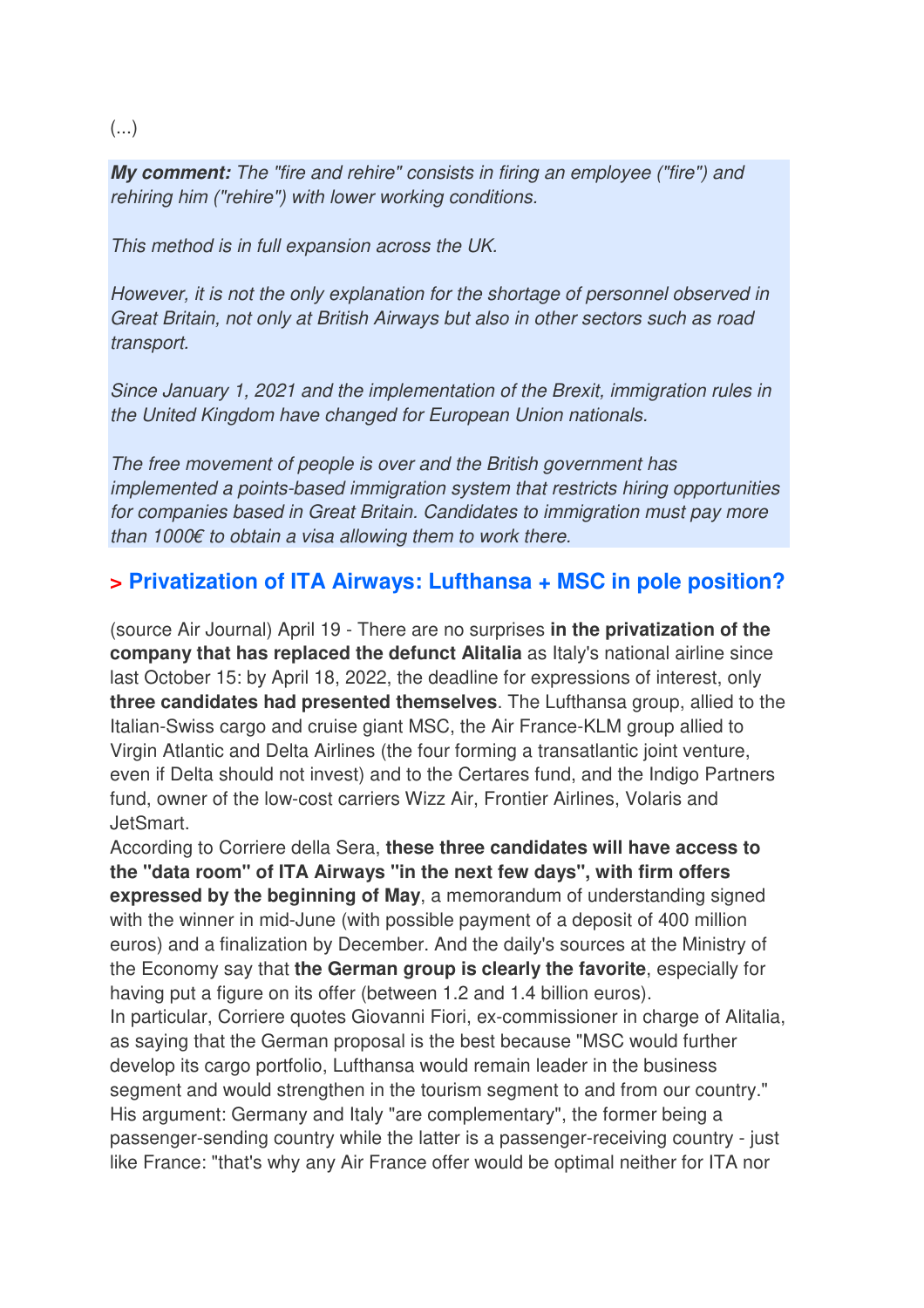(...)

***My comment:*** *The "fire and rehire" consists in firing an employee ("fire") and rehiring him ("rehire") with lower working conditions.*

*This method is in full expansion across the UK.*

*However, it is not the only explanation for the shortage of personnel observed in Great Britain, not only at British Airways but also in other sectors such as road transport.*

*Since January 1, 2021 and the implementation of the Brexit, immigration rules in the United Kingdom have changed for European Union nationals.*

*The free movement of people is over and the British government has implemented a points-based immigration system that restricts hiring opportunities for companies based in Great Britain. Candidates to immigration must pay more than 1000€ to obtain a visa allowing them to work there.*

## > Privatization of ITA Airways: Lufthansa + MSC in pole position?

(source Air Journal) April 19 - There are no surprises **in the privatization of the company that has replaced the defunct Alitalia** as Italy's national airline since last October 15: by April 18, 2022, the deadline for expressions of interest, only **three candidates had presented themselves**. The Lufthansa group, allied to the Italian-Swiss cargo and cruise giant MSC, the Air France-KLM group allied to Virgin Atlantic and Delta Airlines (the four forming a transatlantic joint venture, even if Delta should not invest) and to the Certares fund, and the Indigo Partners fund, owner of the low-cost carriers Wizz Air, Frontier Airlines, Volaris and JetSmart.

According to Corriere della Sera, **these three candidates will have access to the "data room" of ITA Airways "in the next few days", with firm offers expressed by the beginning of May**, a memorandum of understanding signed with the winner in mid-June (with possible payment of a deposit of 400 million euros) and a finalization by December. And the daily's sources at the Ministry of the Economy say that **the German group is clearly the favorite**, especially for having put a figure on its offer (between 1.2 and 1.4 billion euros).

In particular, Corriere quotes Giovanni Fiori, ex-commissioner in charge of Alitalia, as saying that the German proposal is the best because "MSC would further develop its cargo portfolio, Lufthansa would remain leader in the business segment and would strengthen in the tourism segment to and from our country." His argument: Germany and Italy "are complementary", the former being a passenger-sending country while the latter is a passenger-receiving country - just like France: "that's why any Air France offer would be optimal neither for ITA nor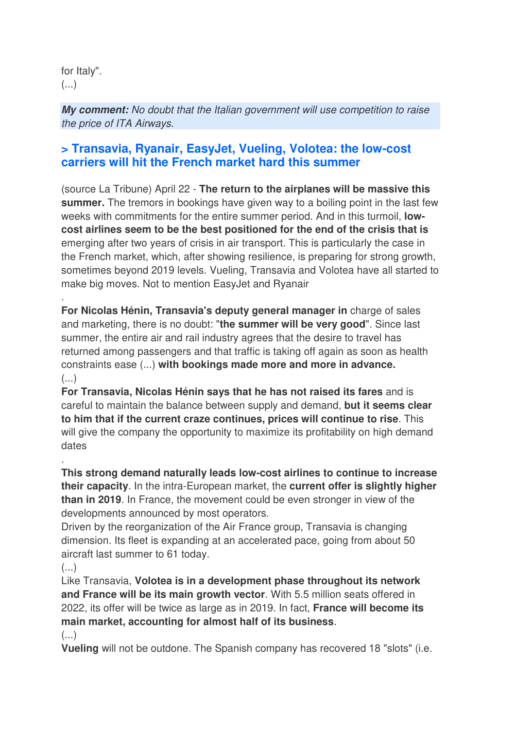for Italy".
(...)

***My comment:*** *No doubt that the Italian government will use competition to raise the price of ITA Airways.*

## > Transavia, Ryanair, EasyJet, Vueling, Volotea: the low-cost carriers will hit the French market hard this summer

(source La Tribune) April 22 - **The return to the airplanes will be massive this summer.** The tremors in bookings have given way to a boiling point in the last few weeks with commitments for the entire summer period. And in this turmoil, **low-cost airlines seem to be the best positioned for the end of the crisis that is** emerging after two years of crisis in air transport. This is particularly the case in the French market, which, after showing resilience, is preparing for strong growth, sometimes beyond 2019 levels. Vueling, Transavia and Volotea have all started to make big moves. Not to mention EasyJet and Ryanair

.

**For Nicolas Hénin, Transavia's deputy general manager in** charge of sales and marketing, there is no doubt: "**the summer will be very good**". Since last summer, the entire air and rail industry agrees that the desire to travel has returned among passengers and that traffic is taking off again as soon as health constraints ease (...) **with bookings made more and more in advance.**
(...)
**For Transavia, Nicolas Hénin says that he has not raised its fares** and is careful to maintain the balance between supply and demand, **but it seems clear to him that if the current craze continues, prices will continue to rise**. This will give the company the opportunity to maximize its profitability on high demand dates

.

**This strong demand naturally leads low-cost airlines to continue to increase their capacity**. In the intra-European market, the **current offer is slightly higher than in 2019**. In France, the movement could be even stronger in view of the developments announced by most operators.
Driven by the reorganization of the Air France group, Transavia is changing dimension. Its fleet is expanding at an accelerated pace, going from about 50 aircraft last summer to 61 today.
(...)
Like Transavia, **Volotea is in a development phase throughout its network and France will be its main growth vector**. With 5.5 million seats offered in 2022, its offer will be twice as large as in 2019. In fact, **France will become its main market, accounting for almost half of its business**.
(...)
**Vueling** will not be outdone. The Spanish company has recovered 18 "slots" (i.e.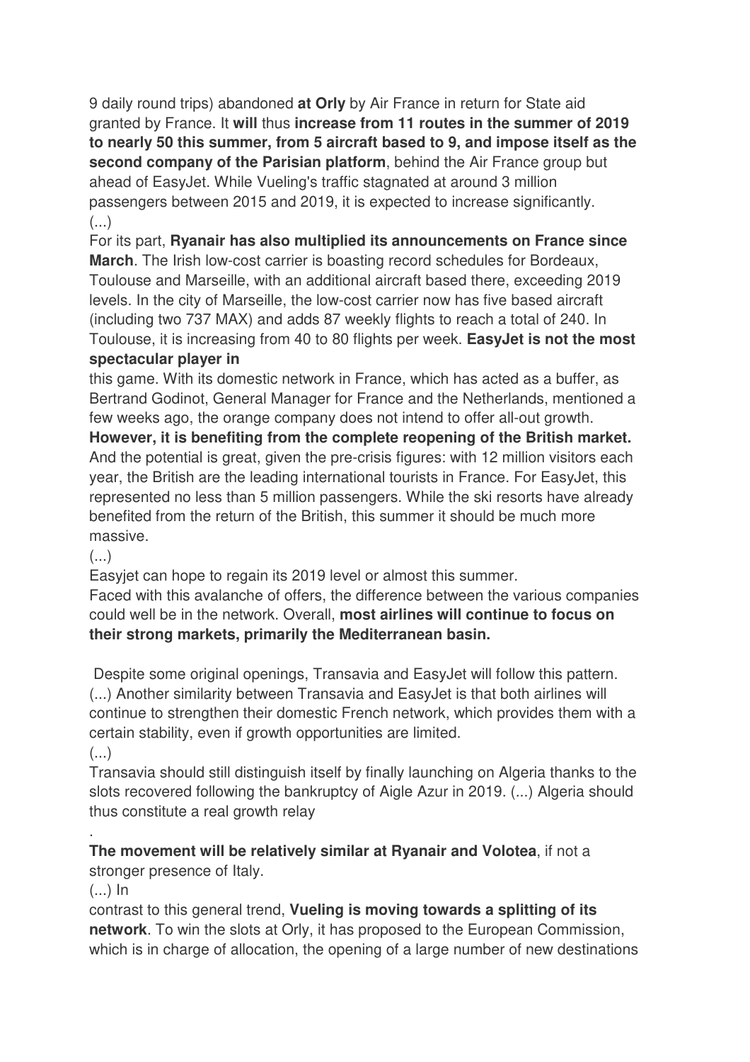9 daily round trips) abandoned **at Orly** by Air France in return for State aid granted by France. It **will** thus **increase from 11 routes in the summer of 2019 to nearly 50 this summer, from 5 aircraft based to 9, and impose itself as the second company of the Parisian platform**, behind the Air France group but ahead of EasyJet. While Vueling's traffic stagnated at around 3 million passengers between 2015 and 2019, it is expected to increase significantly.
(...)
For its part, **Ryanair has also multiplied its announcements on France since March**. The Irish low-cost carrier is boasting record schedules for Bordeaux, Toulouse and Marseille, with an additional aircraft based there, exceeding 2019 levels. In the city of Marseille, the low-cost carrier now has five based aircraft (including two 737 MAX) and adds 87 weekly flights to reach a total of 240. In Toulouse, it is increasing from 40 to 80 flights per week. **EasyJet is not the most spectacular player in** this game. With its domestic network in France, which has acted as a buffer, as Bertrand Godinot, General Manager for France and the Netherlands, mentioned a few weeks ago, the orange company does not intend to offer all-out growth. **However, it is benefiting from the complete reopening of the British market.** And the potential is great, given the pre-crisis figures: with 12 million visitors each year, the British are the leading international tourists in France. For EasyJet, this represented no less than 5 million passengers. While the ski resorts have already benefited from the return of the British, this summer it should be much more massive.
(...)
Easyjet can hope to regain its 2019 level or almost this summer.
Faced with this avalanche of offers, the difference between the various companies could well be in the network. Overall, **most airlines will continue to focus on their strong markets, primarily the Mediterranean basin.**

Despite some original openings, Transavia and EasyJet will follow this pattern. (...) Another similarity between Transavia and EasyJet is that both airlines will continue to strengthen their domestic French network, which provides them with a certain stability, even if growth opportunities are limited.
(...)
Transavia should still distinguish itself by finally launching on Algeria thanks to the slots recovered following the bankruptcy of Aigle Azur in 2019. (...) Algeria should thus constitute a real growth relay
.
**The movement will be relatively similar at Ryanair and Volotea**, if not a stronger presence of Italy.
(...) In contrast to this general trend, **Vueling is moving towards a splitting of its network**. To win the slots at Orly, it has proposed to the European Commission, which is in charge of allocation, the opening of a large number of new destinations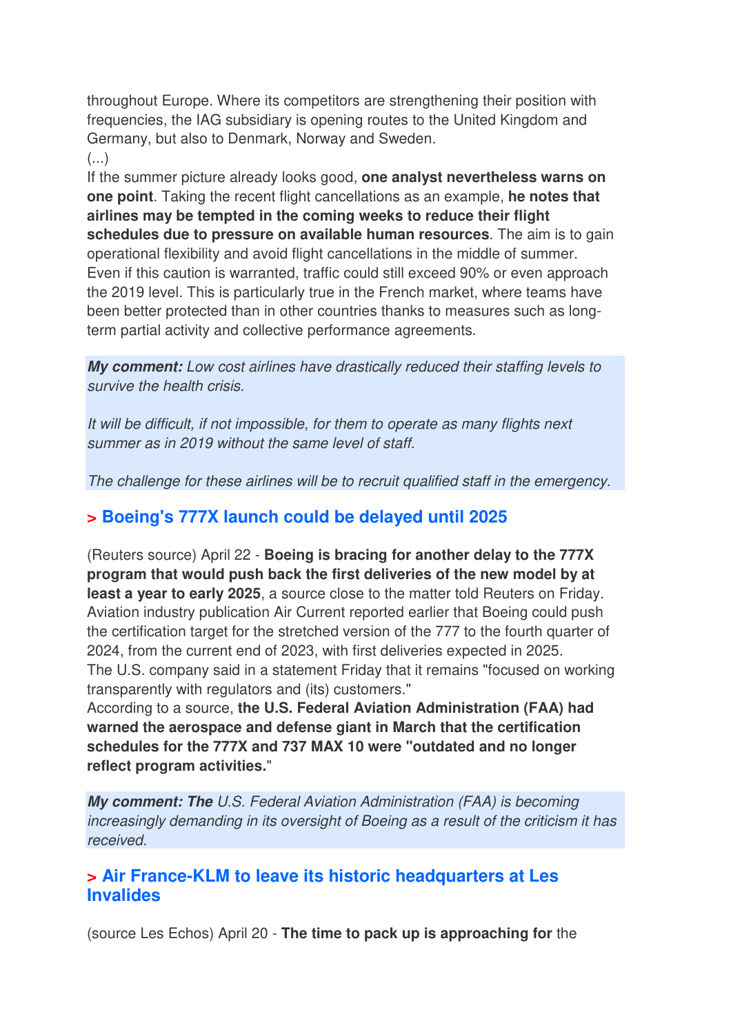throughout Europe. Where its competitors are strengthening their position with frequencies, the IAG subsidiary is opening routes to the United Kingdom and Germany, but also to Denmark, Norway and Sweden.
(...)
If the summer picture already looks good, **one analyst nevertheless warns on one point**. Taking the recent flight cancellations as an example, **he notes that airlines may be tempted in the coming weeks to reduce their flight schedules due to pressure on available human resources**. The aim is to gain operational flexibility and avoid flight cancellations in the middle of summer. Even if this caution is warranted, traffic could still exceed 90% or even approach the 2019 level. This is particularly true in the French market, where teams have been better protected than in other countries thanks to measures such as long-term partial activity and collective performance agreements.

***My comment:*** *Low cost airlines have drastically reduced their staffing levels to survive the health crisis.*

*It will be difficult, if not impossible, for them to operate as many flights next summer as in 2019 without the same level of staff.*

*The challenge for these airlines will be to recruit qualified staff in the emergency.*

## > Boeing's 777X launch could be delayed until 2025

(Reuters source) April 22 - **Boeing is bracing for another delay to the 777X program that would push back the first deliveries of the new model by at least a year to early 2025**, a source close to the matter told Reuters on Friday. Aviation industry publication Air Current reported earlier that Boeing could push the certification target for the stretched version of the 777 to the fourth quarter of 2024, from the current end of 2023, with first deliveries expected in 2025.
The U.S. company said in a statement Friday that it remains "focused on working transparently with regulators and (its) customers."
According to a source, **the U.S. Federal Aviation Administration (FAA) had warned the aerospace and defense giant in March that the certification schedules for the 777X and 737 MAX 10 were "outdated and no longer reflect program activities.**"

***My comment: The*** *U.S. Federal Aviation Administration (FAA) is becoming increasingly demanding in its oversight of Boeing as a result of the criticism it has received.*

## > Air France-KLM to leave its historic headquarters at Les Invalides

(source Les Echos) April 20 - **The time to pack up is approaching for** the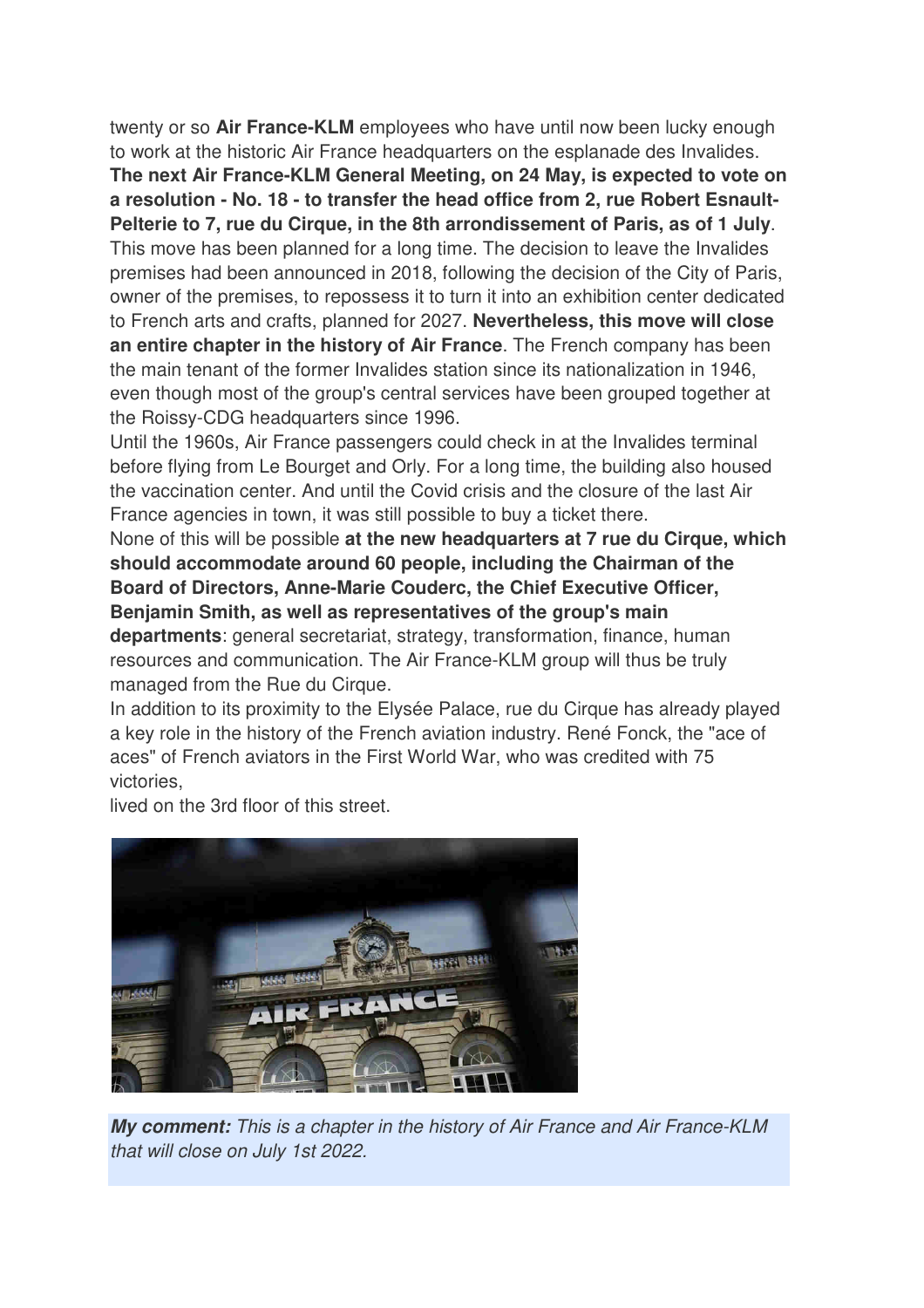twenty or so **Air France-KLM** employees who have until now been lucky enough to work at the historic Air France headquarters on the esplanade des Invalides.
**The next Air France-KLM General Meeting, on 24 May, is expected to vote on a resolution - No. 18 - to transfer the head office from 2, rue Robert Esnault-Pelterie to 7, rue du Cirque, in the 8th arrondissement of Paris, as of 1 July**.
This move has been planned for a long time. The decision to leave the Invalides premises had been announced in 2018, following the decision of the City of Paris, owner of the premises, to repossess it to turn it into an exhibition center dedicated to French arts and crafts, planned for 2027. **Nevertheless, this move will close an entire chapter in the history of Air France**. The French company has been the main tenant of the former Invalides station since its nationalization in 1946, even though most of the group's central services have been grouped together at the Roissy-CDG headquarters since 1996.
Until the 1960s, Air France passengers could check in at the Invalides terminal before flying from Le Bourget and Orly. For a long time, the building also housed the vaccination center. And until the Covid crisis and the closure of the last Air France agencies in town, it was still possible to buy a ticket there.
None of this will be possible **at the new headquarters at 7 rue du Cirque, which should accommodate around 60 people, including the Chairman of the Board of Directors, Anne-Marie Couderc, the Chief Executive Officer, Benjamin Smith, as well as representatives of the group's main departments**: general secretariat, strategy, transformation, finance, human resources and communication. The Air France-KLM group will thus be truly managed from the Rue du Cirque.
In addition to its proximity to the Elysée Palace, rue du Cirque has already played a key role in the history of the French aviation industry. René Fonck, the "ace of aces" of French aviators in the First World War, who was credited with 75 victories,
lived on the 3rd floor of this street.

***My comment:*** *This is a chapter in the history of Air France and Air France-KLM that will close on July 1st 2022.*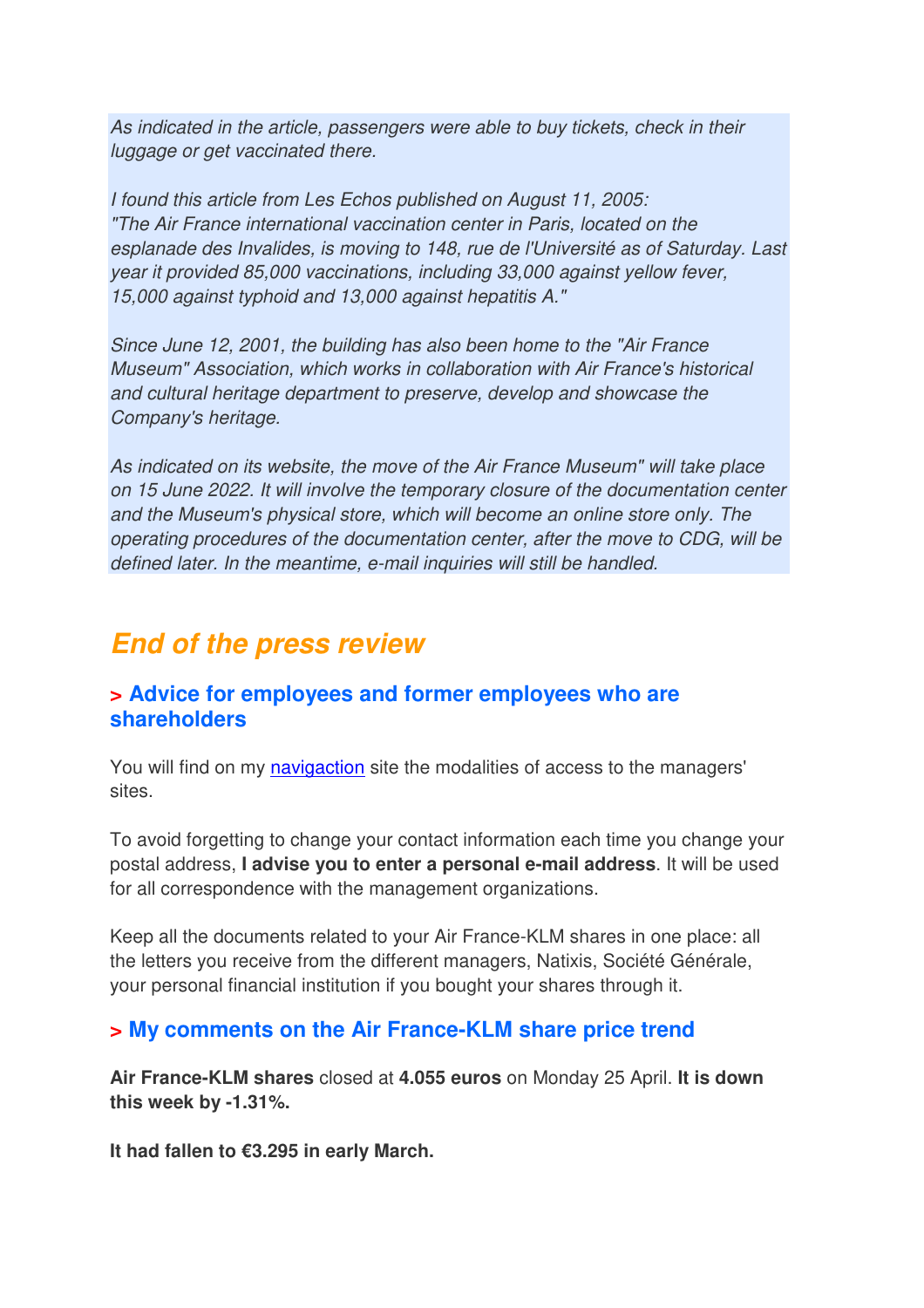*As indicated in the article, passengers were able to buy tickets, check in their luggage or get vaccinated there.*

*I found this article from Les Echos published on August 11, 2005: "The Air France international vaccination center in Paris, located on the esplanade des Invalides, is moving to 148, rue de l'Université as of Saturday. Last year it provided 85,000 vaccinations, including 33,000 against yellow fever, 15,000 against typhoid and 13,000 against hepatitis A."*

*Since June 12, 2001, the building has also been home to the "Air France Museum" Association, which works in collaboration with Air France's historical and cultural heritage department to preserve, develop and showcase the Company's heritage.*

*As indicated on its website, the move of the Air France Museum" will take place on 15 June 2022. It will involve the temporary closure of the documentation center and the Museum's physical store, which will become an online store only. The operating procedures of the documentation center, after the move to CDG, will be defined later. In the meantime, e-mail inquiries will still be handled.*

# End of the press review

### > Advice for employees and former employees who are shareholders

You will find on my [navigaction](navigaction) site the modalities of access to the managers' sites.

To avoid forgetting to change your contact information each time you change your postal address, **I advise you to enter a personal e-mail address**. It will be used for all correspondence with the management organizations.

Keep all the documents related to your Air France-KLM shares in one place: all the letters you receive from the different managers, Natixis, Société Générale, your personal financial institution if you bought your shares through it.

### > My comments on the Air France-KLM share price trend

**Air France-KLM shares** closed at **4.055 euros** on Monday 25 April. **It is down this week by -1.31%.**

**It had fallen to €3.295 in early March.**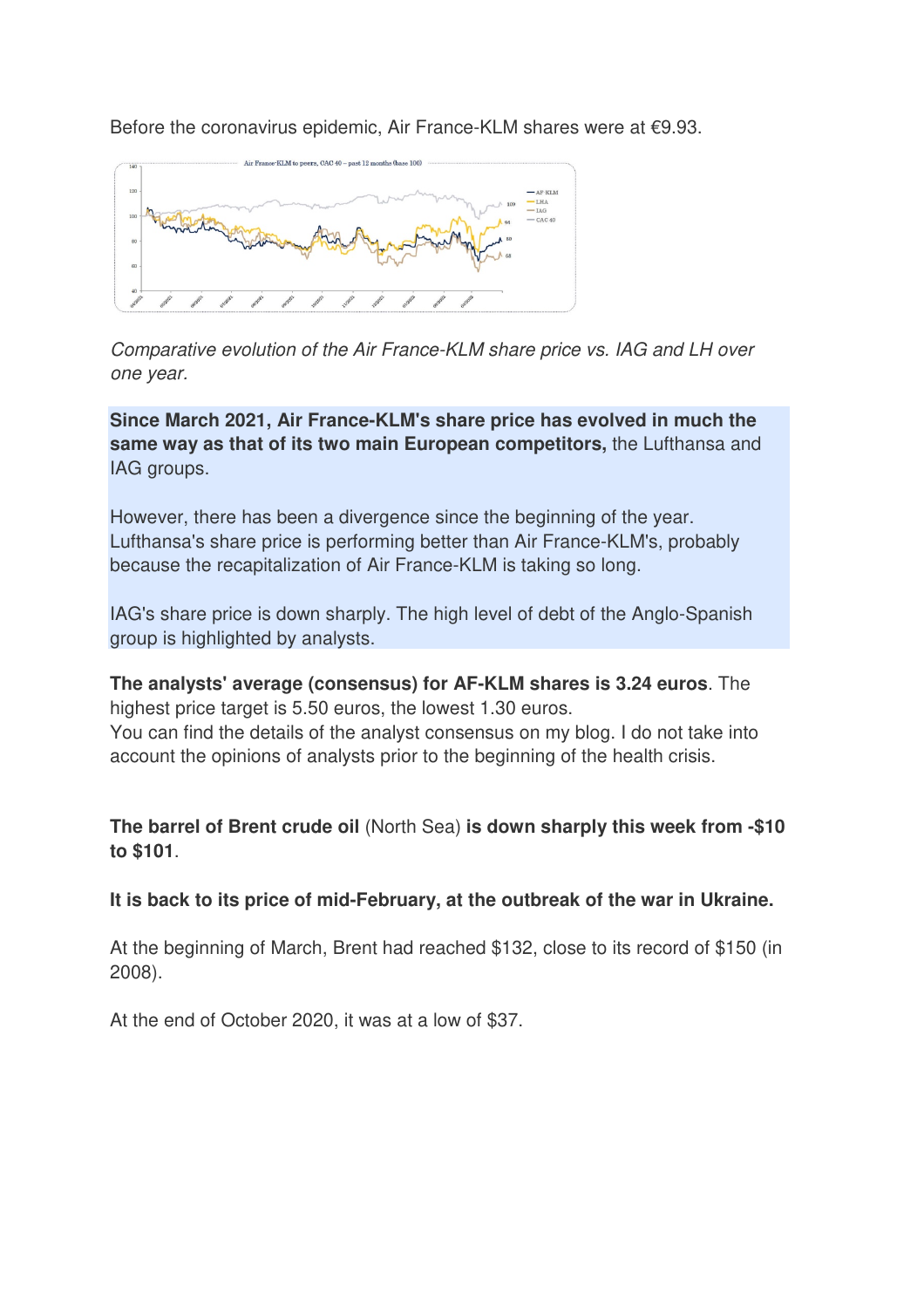Before the coronavirus epidemic, Air France-KLM shares were at €9.93.

*Comparative evolution of the Air France-KLM share price vs. IAG and LH over one year.*

**Since March 2021, Air France-KLM's share price has evolved in much the same way as that of its two main European competitors,** the Lufthansa and IAG groups.

However, there has been a divergence since the beginning of the year. Lufthansa's share price is performing better than Air France-KLM's, probably because the recapitalization of Air France-KLM is taking so long.

IAG's share price is down sharply. The high level of debt of the Anglo-Spanish group is highlighted by analysts.

**The analysts' average (consensus) for AF-KLM shares is 3.24 euros**. The highest price target is 5.50 euros, the lowest 1.30 euros.
You can find the details of the analyst consensus on my blog. I do not take into account the opinions of analysts prior to the beginning of the health crisis.

**The barrel of Brent crude oil** (North Sea) **is down sharply this week from -$10 to $101**.

**It is back to its price of mid-February, at the outbreak of the war in Ukraine.**

At the beginning of March, Brent had reached $132, close to its record of $150 (in 2008).

At the end of October 2020, it was at a low of $37.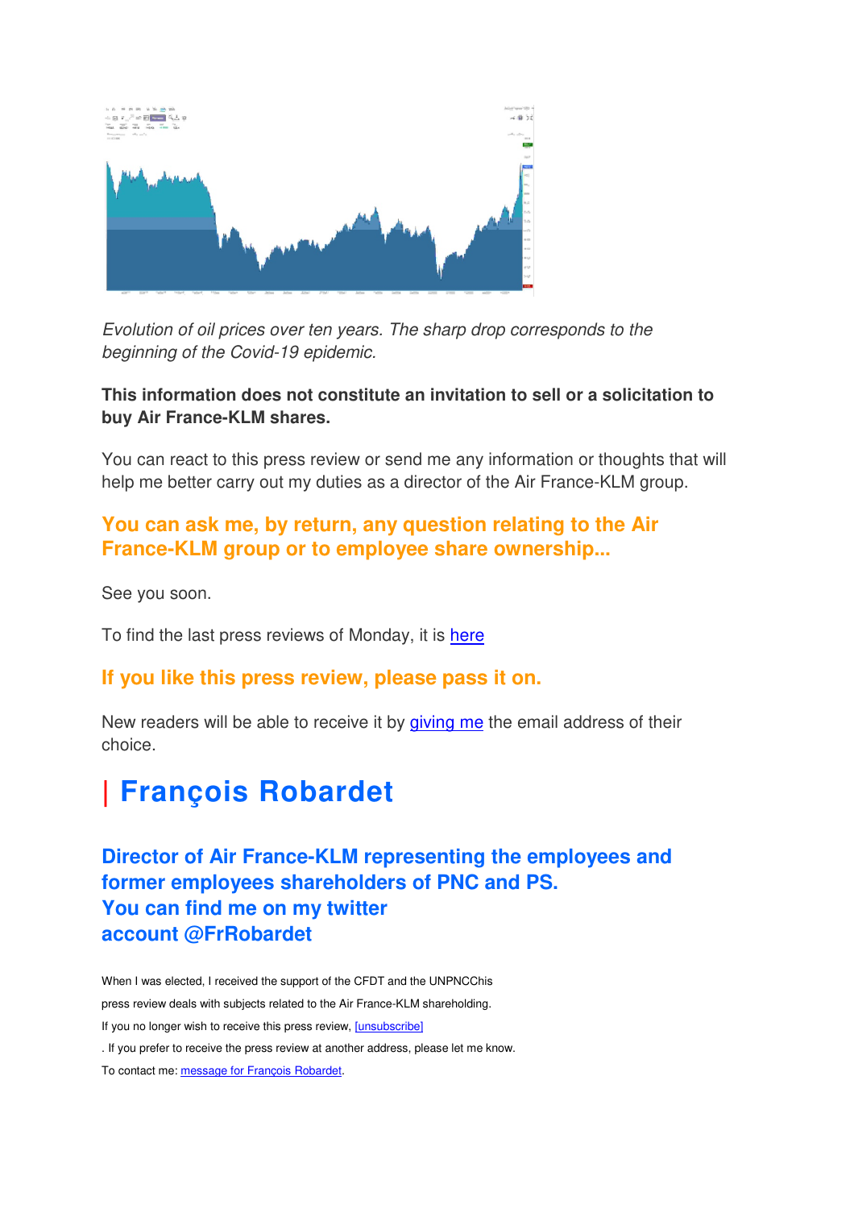*Evolution of oil prices over ten years. The sharp drop corresponds to the beginning of the Covid-19 epidemic.*

**This information does not constitute an invitation to sell or a solicitation to buy Air France-KLM shares.**

You can react to this press review or send me any information or thoughts that will help me better carry out my duties as a director of the Air France-KLM group.

### You can ask me, by return, any question relating to the Air France-KLM group or to employee share ownership...

See you soon.

To find the last press reviews of Monday, it is [here]

### If you like this press review, please pass it on.

New readers will be able to receive it by [giving me] the email address of their choice.

# | François Robardet

### Director of Air France-KLM representing the employees and former employees shareholders of PNC and PS.
### You can find me on my twitter account @FrRobardet

When I was elected, I received the support of the CFDT and the UNPNCChis

press review deals with subjects related to the Air France-KLM shareholding.

If you no longer wish to receive this press review, [unsubscribe]

. If you prefer to receive the press review at another address, please let me know.

To contact me: [message for François Robardet].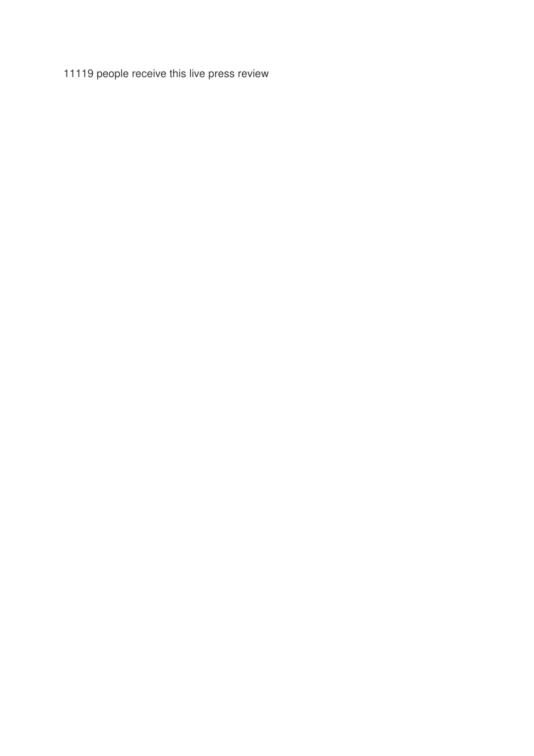11119 people receive this live press review